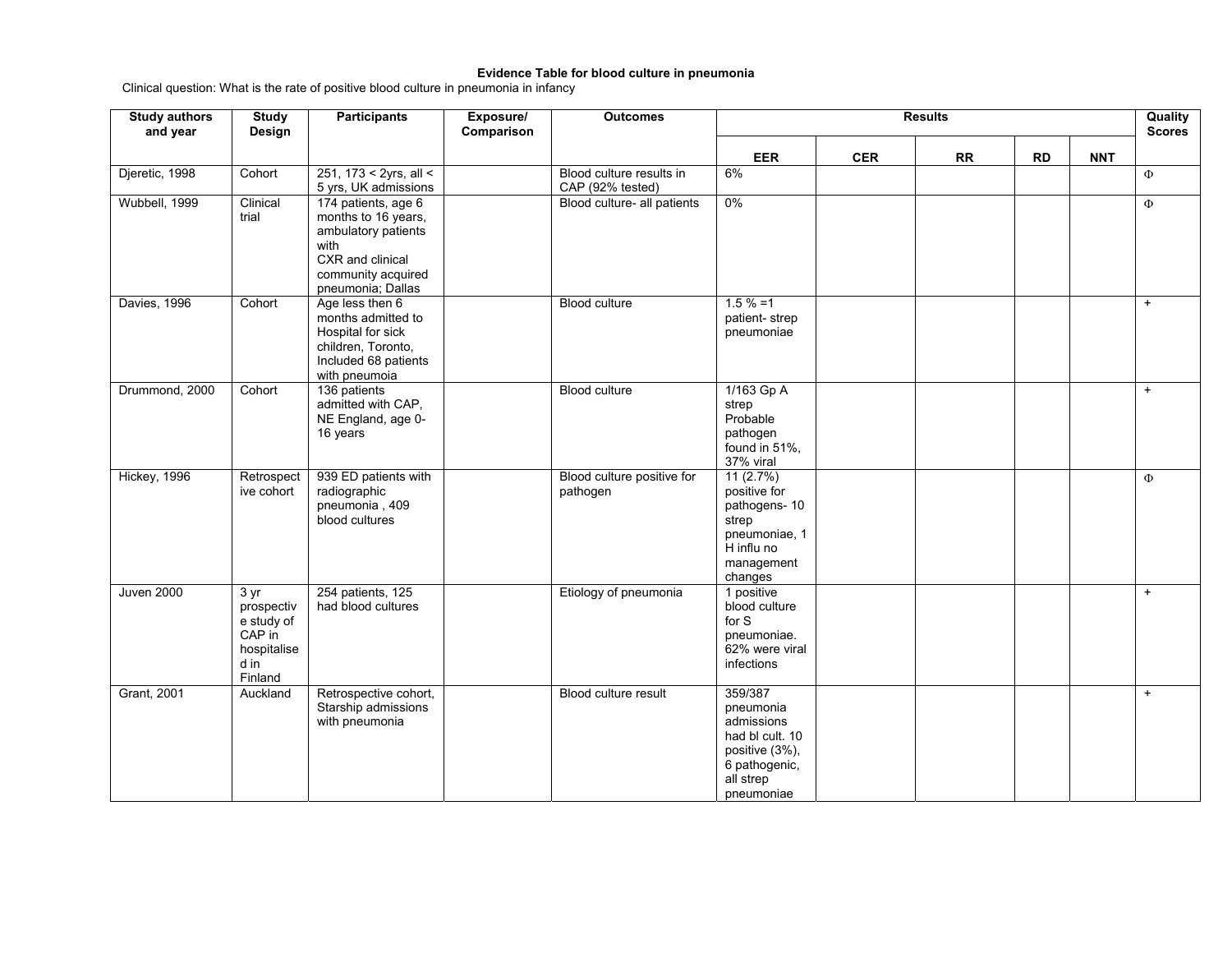**Evidence Table for blood culture in pneumonia**

Clinical question: What is the rate of positive blood culture in pneumonia in infancy

| Study authors and year | Study Design | Participants | Exposure/ Comparison | Outcomes | Results | | | | | Quality Scores |
|---|---|---|---|---|---|---|---|---|---|---|
| | | | | | EER | CER | RR | RD | NNT | |
| Djeretic, 1998 | Cohort | 251, 173 < 2yrs, all < 5 yrs, UK admissions | | Blood culture results in CAP (92% tested) | 6% | | | | | Φ |
| Wubbell, 1999 | Clinical trial | 174 patients, age 6 months to 16 years, ambulatory patients with CXR and clinical community acquired pneumonia; Dallas | | Blood culture- all patients | 0% | | | | | Φ |
| Davies, 1996 | Cohort | Age less then 6 months admitted to Hospital for sick children, Toronto, Included 68 patients with pneumoia | | Blood culture | 1.5 % =1 patient- strep pneumoniae | | | | | + |
| Drummond, 2000 | Cohort | 136 patients admitted with CAP, NE England, age 0-16 years | | Blood culture | 1/163 Gp A strep Probable pathogen found in 51%, 37% viral | | | | | + |
| Hickey, 1996 | Retrospective cohort | 939 ED patients with radiographic pneumonia , 409 blood cultures | | Blood culture positive for pathogen | 11 (2.7%) positive for pathogens- 10 strep pneumoniae, 1 H influ no management changes | | | | | Φ |
| Juven 2000 | 3 yr prospective study of CAP in hospitalised in Finland | 254 patients, 125 had blood cultures | | Etiology of pneumonia | 1 positive blood culture for S pneumoniae. 62% were viral infections | | | | | + |
| Grant, 2001 | Auckland | Retrospective cohort, Starship admissions with pneumonia | | Blood culture result | 359/387 pneumonia admissions had bl cult. 10 positive (3%), 6 pathogenic, all strep pneumoniae | | | | | + |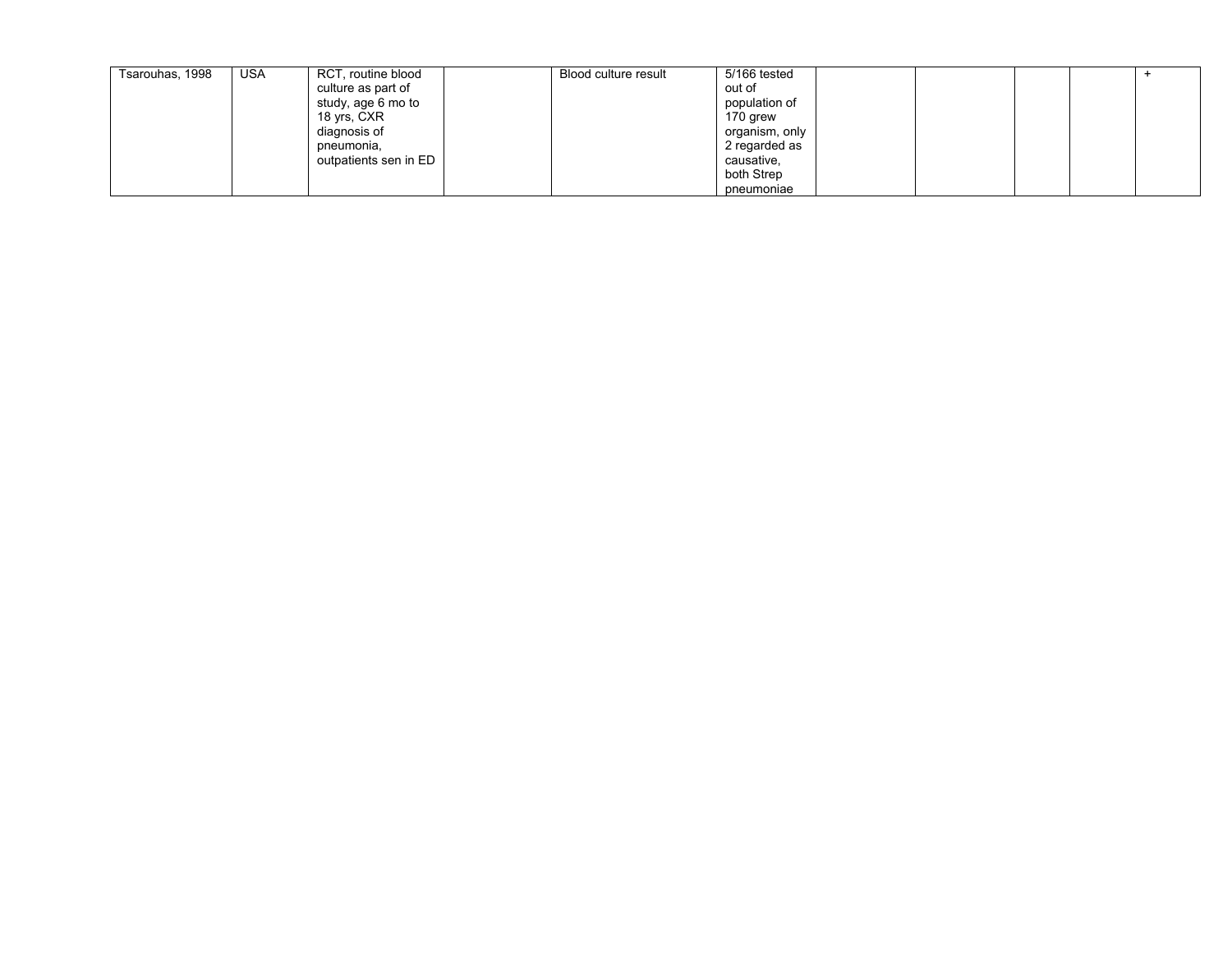| | | | | | | | | | | |
|---|---|---|---|---|---|---|---|---|---|---|
| Tsarouhas, 1998 | USA | RCT, routine blood culture as part of study, age 6 mo to 18 yrs, CXR diagnosis of pneumonia, outpatients sen in ED | | Blood culture result | 5/166 tested out of population of 170 grew organism, only 2 regarded as causative, both Strep pneumoniae | | | | | + |